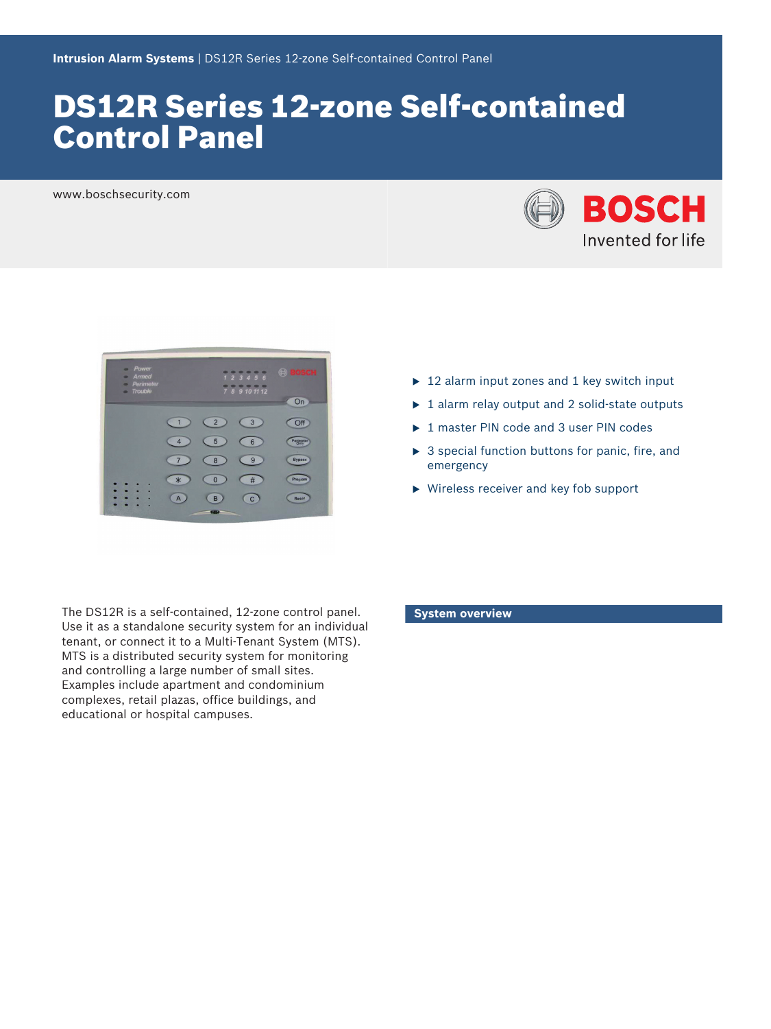**Intrusion Alarm Systems** | DS12R Series 12-zone Self-contained Control Panel

# DS12R Series 12-zone Self-contained Control Panel

www.boschsecurity.com

- 12 alarm input zones and 1 key switch input
- 1 alarm relay output and 2 solid-state outputs
- 1 master PIN code and 3 user PIN codes
- 3 special function buttons for panic, fire, and emergency
- Wireless receiver and key fob support

The DS12R is a self-contained, 12-zone control panel. Use it as a standalone security system for an individual tenant, or connect it to a Multi-Tenant System (MTS). MTS is a distributed security system for monitoring and controlling a large number of small sites. Examples include apartment and condominium complexes, retail plazas, office buildings, and educational or hospital campuses.

## System overview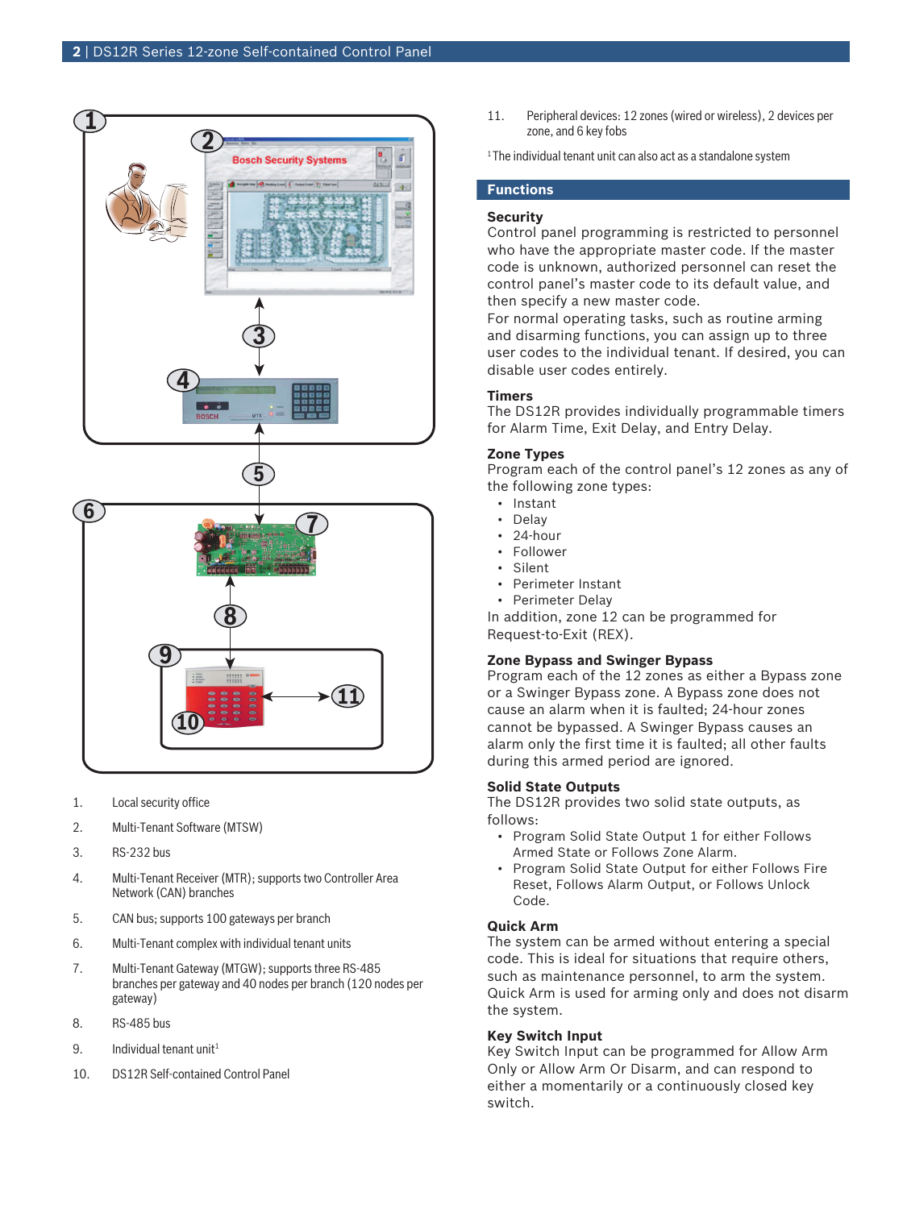1. Local security office
2. Multi-Tenant Software (MTSW)
3. RS-232 bus
4. Multi-Tenant Receiver (MTR); supports two Controller Area Network (CAN) branches
5. CAN bus; supports 100 gateways per branch
6. Multi-Tenant complex with individual tenant units
7. Multi-Tenant Gateway (MTGW); supports three RS-485 branches per gateway and 40 nodes per branch (120 nodes per gateway)
8. RS-485 bus
9. Individual tenant unit[1]
10. DS12R Self-contained Control Panel
11. Peripheral devices: 12 zones (wired or wireless), 2 devices per zone, and 6 key fobs

[1] The individual tenant unit can also act as a standalone system

## Functions

### Security

Control panel programming is restricted to personnel who have the appropriate master code. If the master code is unknown, authorized personnel can reset the control panel's master code to its default value, and then specify a new master code.
For normal operating tasks, such as routine arming and disarming functions, you can assign up to three user codes to the individual tenant. If desired, you can disable user codes entirely.

### Timers

The DS12R provides individually programmable timers for Alarm Time, Exit Delay, and Entry Delay.

### Zone Types

Program each of the control panel's 12 zones as any of the following zone types:

- Instant
- Delay
- 24-hour
- Follower
- Silent
- Perimeter Instant
- Perimeter Delay

In addition, zone 12 can be programmed for Request-to-Exit (REX).

### Zone Bypass and Swinger Bypass

Program each of the 12 zones as either a Bypass zone or a Swinger Bypass zone. A Bypass zone does not cause an alarm when it is faulted; 24-hour zones cannot be bypassed. A Swinger Bypass causes an alarm only the first time it is faulted; all other faults during this armed period are ignored.

### Solid State Outputs

The DS12R provides two solid state outputs, as follows:

- Program Solid State Output 1 for either Follows Armed State or Follows Zone Alarm.
- Program Solid State Output for either Follows Fire Reset, Follows Alarm Output, or Follows Unlock Code.

### Quick Arm

The system can be armed without entering a special code. This is ideal for situations that require others, such as maintenance personnel, to arm the system. Quick Arm is used for arming only and does not disarm the system.

### Key Switch Input

Key Switch Input can be programmed for Allow Arm Only or Allow Arm Or Disarm, and can respond to either a momentarily or a continuously closed key switch.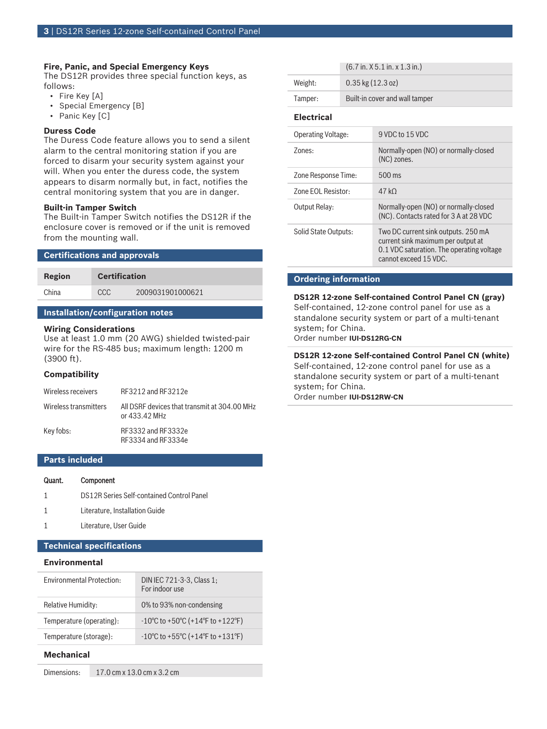### Fire, Panic, and Special Emergency Keys

The DS12R provides three special function keys, as follows:

- Fire Key [A]
- Special Emergency [B]
- Panic Key [C]

### Duress Code

The Duress Code feature allows you to send a silent alarm to the central monitoring station if you are forced to disarm your security system against your will. When you enter the duress code, the system appears to disarm normally but, in fact, notifies the central monitoring system that you are in danger.

### Built-in Tamper Switch

The Built-in Tamper Switch notifies the DS12R if the enclosure cover is removed or if the unit is removed from the mounting wall.

## Certifications and approvals

| Region | Certification | |
|---|---|---|
| China | CCC | 2009031901000621 |

## Installation/configuration notes

### Wiring Considerations

Use at least 1.0 mm (20 AWG) shielded twisted-pair wire for the RS-485 bus; maximum length: 1200 m (3900 ft).

### Compatibility

| | |
|---|---|
| Wireless receivers | RF3212 and RF3212e |
| Wireless transmitters | All DSRF devices that transmit at 304.00 MHz or 433.42 MHz |
| Key fobs: | RF3332 and RF3332e<br>RF3334 and RF3334e |

## Parts included

| Quant. | Component |
|---|---|
| 1 | DS12R Series Self-contained Control Panel |
| 1 | Literature, Installation Guide |
| 1 | Literature, User Guide |

## Technical specifications

### Environmental

| | |
|---|---|
| Environmental Protection: | DIN IEC 721-3-3, Class 1; For indoor use |
| Relative Humidity: | 0% to 93% non-condensing |
| Temperature (operating): | -10°C to +50°C (+14°F to +122°F) |
| Temperature (storage): | -10°C to +55°C (+14°F to +131°F) |

### Mechanical

| | |
|---|---|
| Dimensions: | 17.0 cm x 13.0 cm x 3.2 cm (6.7 in. X 5.1 in. x 1.3 in.) |
| Weight: | 0.35 kg (12.3 oz) |
| Tamper: | Built-in cover and wall tamper |

### Electrical

| | |
|---|---|
| Operating Voltage: | 9 VDC to 15 VDC |
| Zones: | Normally-open (NO) or normally-closed (NC) zones. |
| Zone Response Time: | 500 ms |
| Zone EOL Resistor: | 47 kΩ |
| Output Relay: | Normally-open (NO) or normally-closed (NC). Contacts rated for 3 A at 28 VDC |
| Solid State Outputs: | Two DC current sink outputs. 250 mA current sink maximum per output at 0.1 VDC saturation. The operating voltage cannot exceed 15 VDC. |

## Ordering information

**DS12R 12-zone Self-contained Control Panel CN (gray)**
Self-contained, 12-zone control panel for use as a standalone security system or part of a multi-tenant system; for China.
Order number **IUI-DS12RG-CN**

**DS12R 12-zone Self-contained Control Panel CN (white)**
Self-contained, 12-zone control panel for use as a standalone security system or part of a multi-tenant system; for China.
Order number **IUI-DS12RW-CN**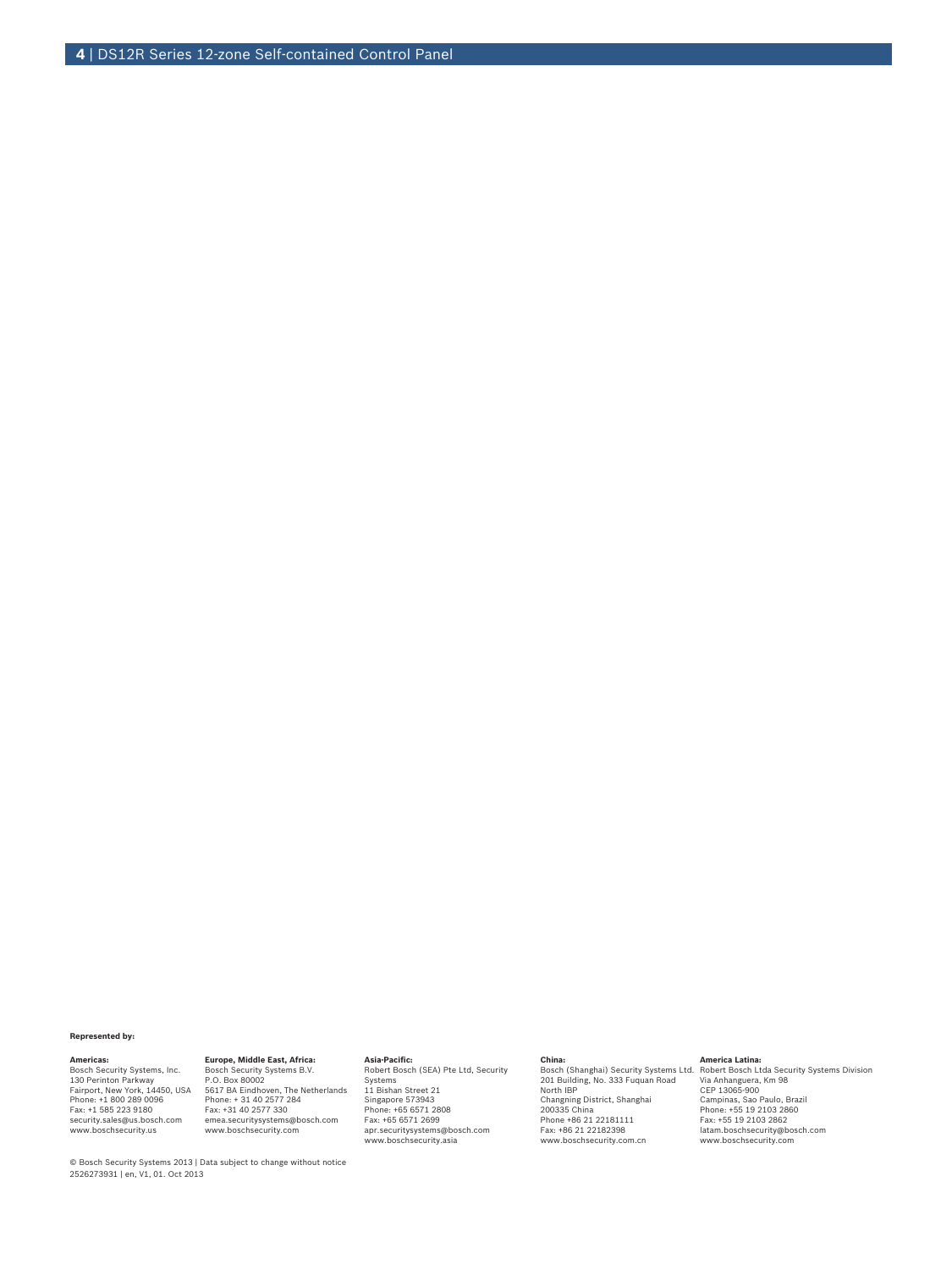**Represented by:**

**Americas:**
Bosch Security Systems, Inc.
130 Perinton Parkway
Fairport, New York, 14450, USA
Phone: +1 800 289 0096
Fax: +1 585 223 9180
security.sales@us.bosch.com
www.boschsecurity.us

**Europe, Middle East, Africa:**
Bosch Security Systems B.V.
P.O. Box 80002
5617 BA Eindhoven, The Netherlands
Phone: + 31 40 2577 284
Fax: +31 40 2577 330
emea.securitysystems@bosch.com
www.boschsecurity.com

**Asia-Pacific:**
Robert Bosch (SEA) Pte Ltd, Security Systems
11 Bishan Street 21
Singapore 573943
Phone: +65 6571 2808
Fax: +65 6571 2699
apr.securitysystems@bosch.com
www.boschsecurity.asia

**China:**
Bosch (Shanghai) Security Systems Ltd.
201 Building, No. 333 Fuquan Road
North IBP
Changning District, Shanghai
200335 China
Phone +86 21 22181111
Fax: +86 21 22182398
www.boschsecurity.com.cn

**America Latina:**
Robert Bosch Ltda Security Systems Division
Via Anhanguera, Km 98
CEP 13065-900
Campinas, Sao Paulo, Brazil
Phone: +55 19 2103 2860
Fax: +55 19 2103 2862
latam.boschsecurity@bosch.com
www.boschsecurity.com

© Bosch Security Systems 2013 | Data subject to change without notice
2526273931 | en, V1, 01. Oct 2013